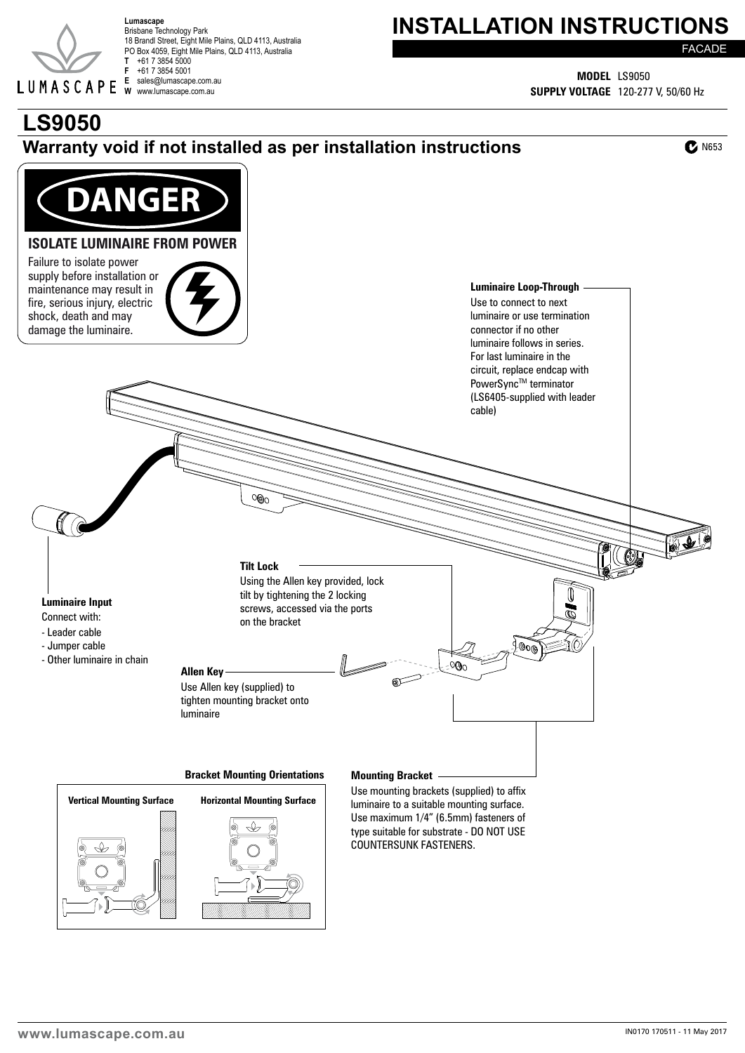**Lumascape**
Brisbane Technology Park
18 Brandl Street, Eight Mile Plains, QLD 4113, Australia
PO Box 4059, Eight Mile Plains, QLD 4113, Australia
**T** +61 7 3854 5000
**F** +61 7 3854 5001
**E** sales@lumascape.com.au
**W** www.lumascape.com.au

# INSTALLATION INSTRUCTIONS

FACADE

**MODEL** LS9050
**SUPPLY VOLTAGE** 120-277 V, 50/60 Hz

# LS9050

## Warranty void if not installed as per installation instructions

N653

## DANGER

**ISOLATE LUMINAIRE FROM POWER**

Failure to isolate power supply before installation or maintenance may result in fire, serious injury, electric shock, death and may damage the luminaire.

**Luminaire Loop-Through**
Use to connect to next luminaire or use termination connector if no other luminaire follows in series. For last luminaire in the circuit, replace endcap with PowerSync™ terminator (LS6405-supplied with leader cable)

**Tilt Lock**
Using the Allen key provided, lock tilt by tightening the 2 locking screws, accessed via the ports on the bracket

**Luminaire Input**
Connect with:
- Leader cable
- Jumper cable
- Other luminaire in chain

**Allen Key**
Use Allen key (supplied) to tighten mounting bracket onto luminaire

**Bracket Mounting Orientations**

**Vertical Mounting Surface** | **Horizontal Mounting Surface**

**Mounting Bracket**
Use mounting brackets (supplied) to affix luminaire to a suitable mounting surface. Use maximum 1/4" (6.5mm) fasteners of type suitable for substrate - DO NOT USE COUNTERSUNK FASTENERS.

www.lumascape.com.au

IN0170 170511 - 11 May 2017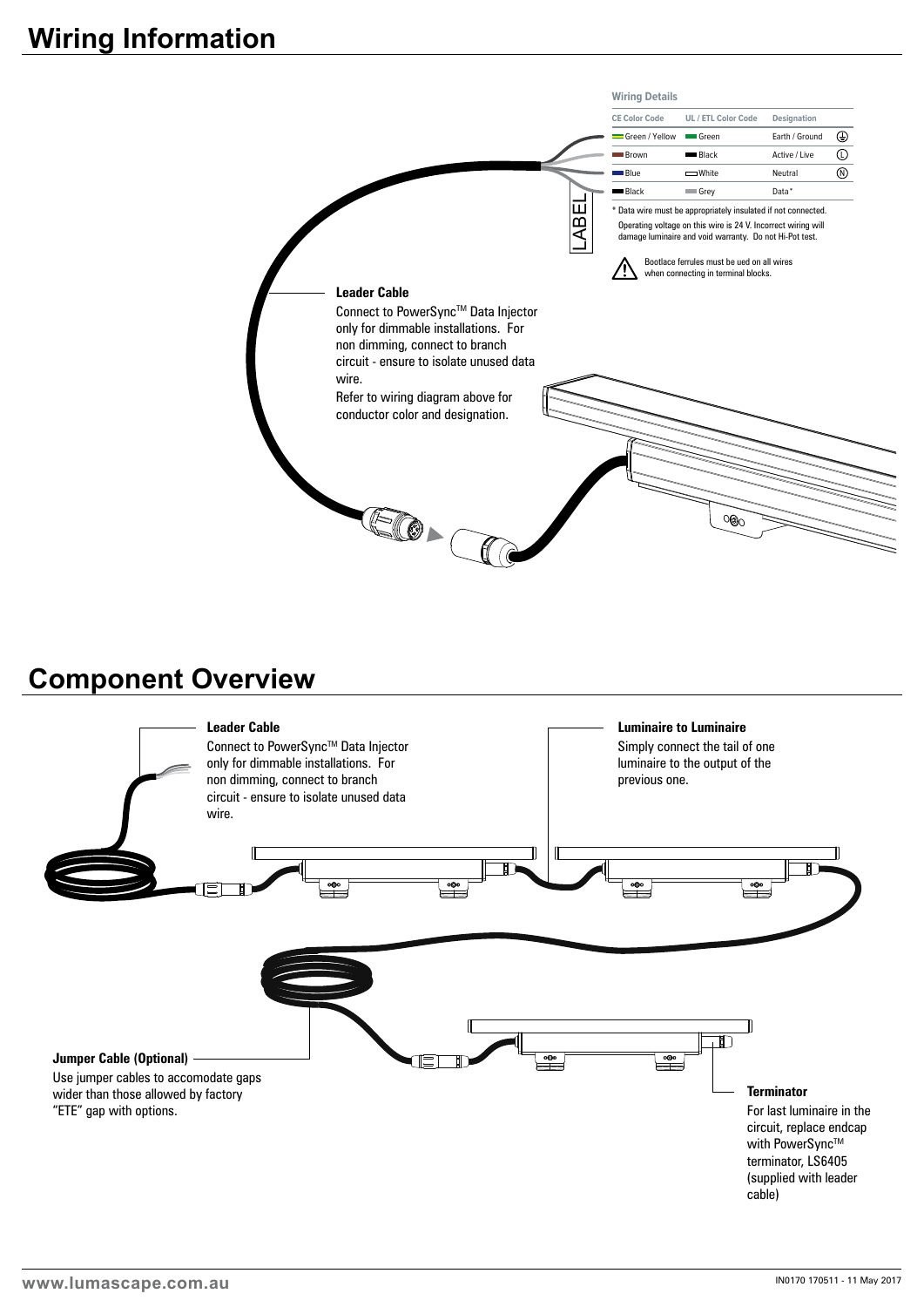# Wiring Information

**Wiring Details**

| CE Color Code | UL / ETL Color Code | Designation | |
|---|---|---|---|
| Green / Yellow | Green | Earth / Ground | ⏚ |
| Brown | Black | Active / Live | L |
| Blue | White | Neutral | N |
| Black | Grey | Data* | |

\* Data wire must be appropriately insulated if not connected.
Operating voltage on this wire is 24 V. Incorrect wiring will damage luminaire and void warranty. Do not Hi-Pot test.

⚠ Bootlace ferrules must be ued on all wires when connecting in terminal blocks.

LABEL

**Leader Cable**

Connect to PowerSync™ Data Injector only for dimmable installations. For non dimming, connect to branch circuit - ensure to isolate unused data wire.

Refer to wiring diagram above for conductor color and designation.

# Component Overview

**Leader Cable**

Connect to PowerSync™ Data Injector only for dimmable installations. For non dimming, connect to branch circuit - ensure to isolate unused data wire.

**Luminaire to Luminaire**

Simply connect the tail of one luminaire to the output of the previous one.

**Jumper Cable (Optional)**

Use jumper cables to accomodate gaps wider than those allowed by factory "ETE" gap with options.

**Terminator**

For last luminaire in the circuit, replace endcap with PowerSync™ terminator, LS6405 (supplied with leader cable)

www.lumascape.com.au

IN0170 170511 - 11 May 2017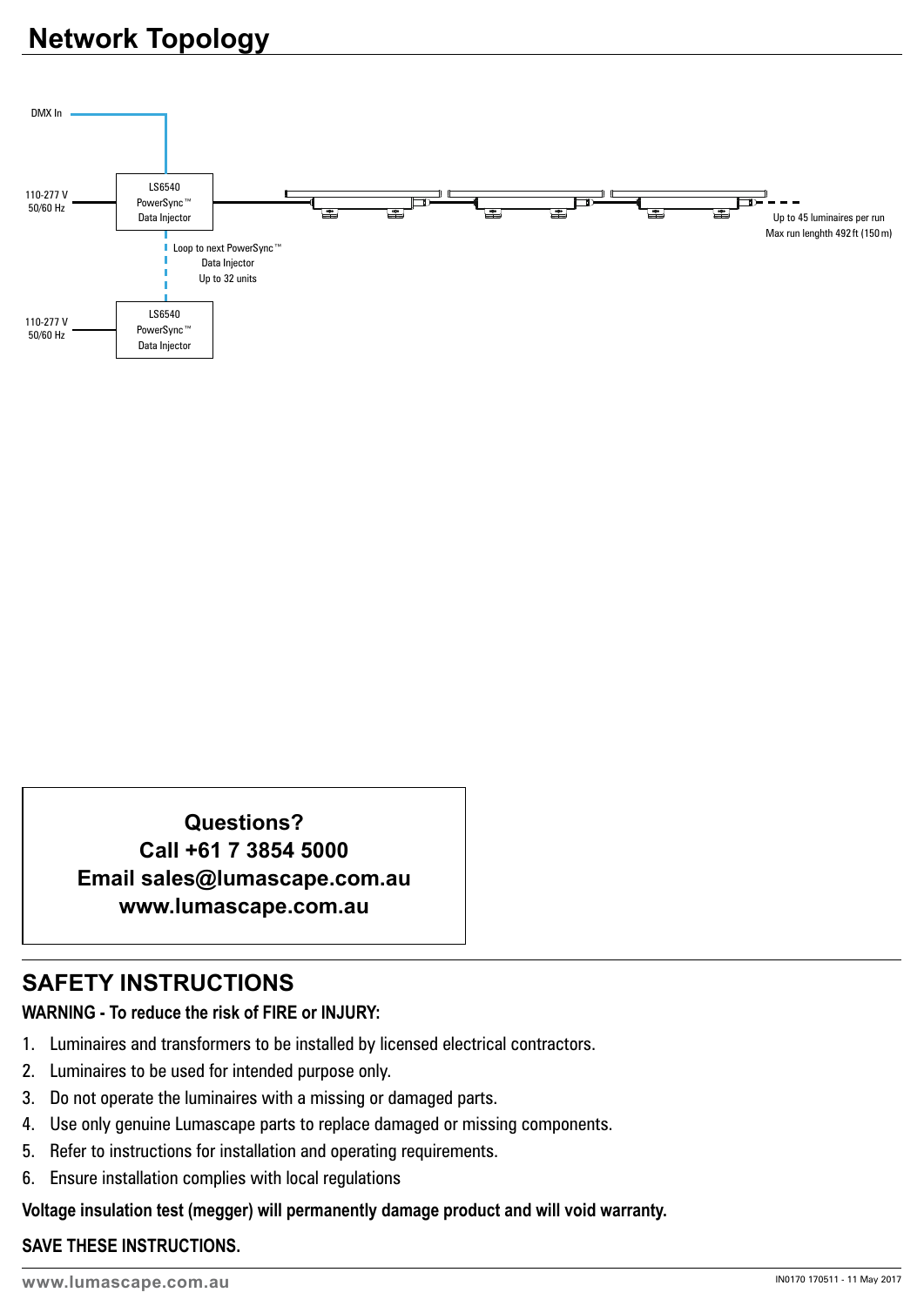# Network Topology

DMX In

110-277 V
50/60 Hz

LS6540
PowerSync™
Data Injector

Loop to next PowerSync™
Data Injector
Up to 32 units

110-277 V
50/60 Hz

LS6540
PowerSync™
Data Injector

Up to 45 luminaires per run
Max run lenghth 492 ft (150 m)

**Questions?**
**Call +61 7 3854 5000**
**Email sales@lumascape.com.au**
**www.lumascape.com.au**

## SAFETY INSTRUCTIONS

**WARNING - To reduce the risk of FIRE or INJURY:**

1. Luminaires and transformers to be installed by licensed electrical contractors.
2. Luminaires to be used for intended purpose only.
3. Do not operate the luminaires with a missing or damaged parts.
4. Use only genuine Lumascape parts to replace damaged or missing components.
5. Refer to instructions for installation and operating requirements.
6. Ensure installation complies with local regulations

**Voltage insulation test (megger) will permanently damage product and will void warranty.**

**SAVE THESE INSTRUCTIONS.**

www.lumascape.com.au

IN0170 170511 - 11 May 2017